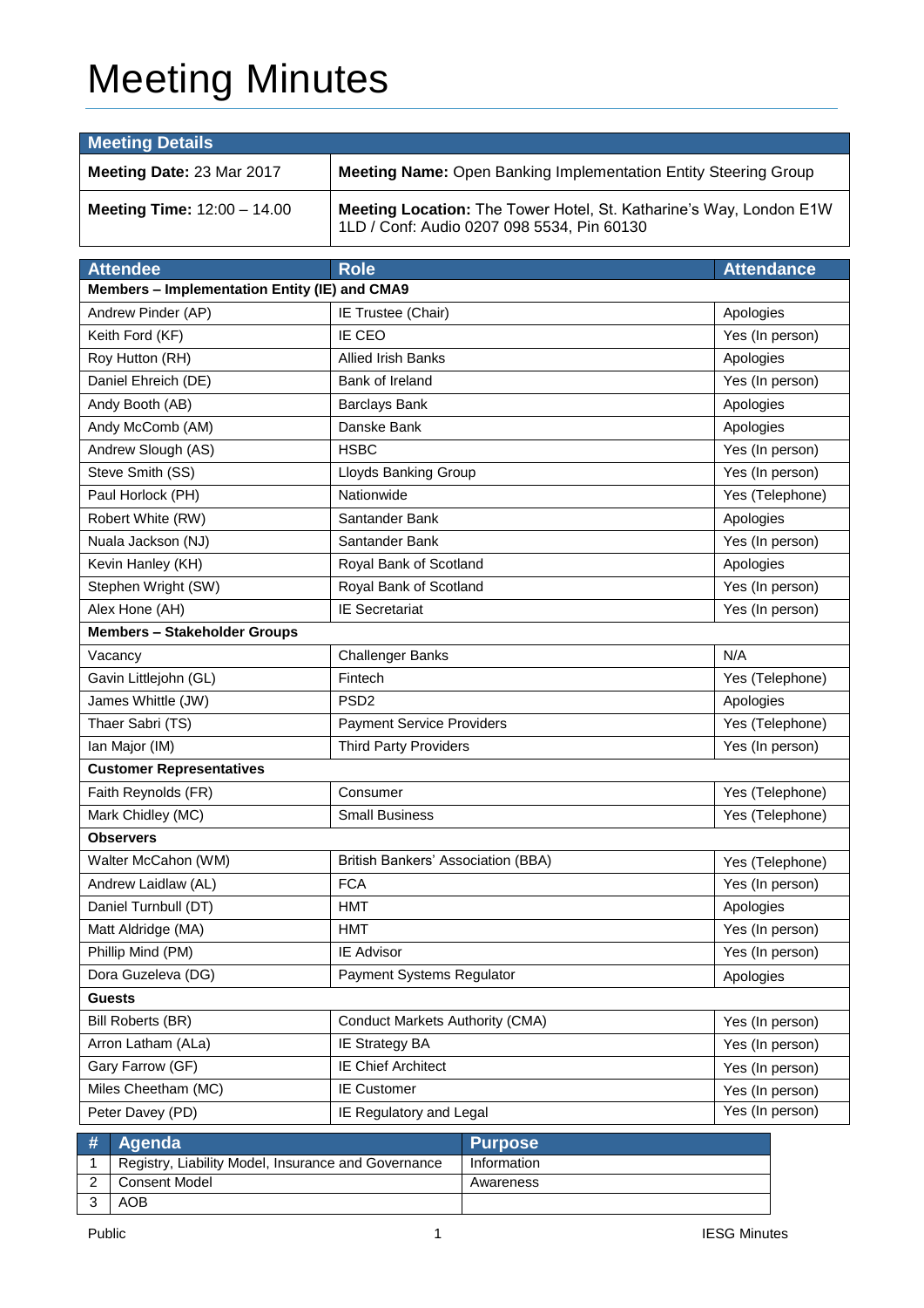# Meeting Minutes

| Meeting Details | |
|---|---|
| **Meeting Date:** 23 Mar 2017 | **Meeting Name:** Open Banking Implementation Entity Steering Group |
| **Meeting Time:** 12:00 – 14.00 | **Meeting Location:** The Tower Hotel, St. Katharine's Way, London E1W 1LD / Conf: Audio 0207 098 5534, Pin 60130 |

| Attendee | Role | Attendance |
|---|---|---|
| **Members – Implementation Entity (IE) and CMA9** | | |
| Andrew Pinder (AP) | IE Trustee (Chair) | Apologies |
| Keith Ford (KF) | IE CEO | Yes (In person) |
| Roy Hutton (RH) | Allied Irish Banks | Apologies |
| Daniel Ehreich (DE) | Bank of Ireland | Yes (In person) |
| Andy Booth (AB) | Barclays Bank | Apologies |
| Andy McComb (AM) | Danske Bank | Apologies |
| Andrew Slough (AS) | HSBC | Yes (In person) |
| Steve Smith (SS) | Lloyds Banking Group | Yes (In person) |
| Paul Horlock (PH) | Nationwide | Yes (Telephone) |
| Robert White (RW) | Santander Bank | Apologies |
| Nuala Jackson (NJ) | Santander Bank | Yes (In person) |
| Kevin Hanley (KH) | Royal Bank of Scotland | Apologies |
| Stephen Wright (SW) | Royal Bank of Scotland | Yes (In person) |
| Alex Hone (AH) | IE Secretariat | Yes (In person) |
| **Members – Stakeholder Groups** | | |
| Vacancy | Challenger Banks | N/A |
| Gavin Littlejohn (GL) | Fintech | Yes (Telephone) |
| James Whittle (JW) | PSD2 | Apologies |
| Thaer Sabri (TS) | Payment Service Providers | Yes (Telephone) |
| Ian Major (IM) | Third Party Providers | Yes (In person) |
| **Customer Representatives** | | |
| Faith Reynolds (FR) | Consumer | Yes (Telephone) |
| Mark Chidley (MC) | Small Business | Yes (Telephone) |
| **Observers** | | |
| Walter McCahon (WM) | British Bankers' Association (BBA) | Yes (Telephone) |
| Andrew Laidlaw (AL) | FCA | Yes (In person) |
| Daniel Turnbull (DT) | HMT | Apologies |
| Matt Aldridge (MA) | HMT | Yes (In person) |
| Phillip Mind (PM) | IE Advisor | Yes (In person) |
| Dora Guzeleva (DG) | Payment Systems Regulator | Apologies |
| **Guests** | | |
| Bill Roberts (BR) | Conduct Markets Authority (CMA) | Yes (In person) |
| Arron Latham (ALa) | IE Strategy BA | Yes (In person) |
| Gary Farrow (GF) | IE Chief Architect | Yes (In person) |
| Miles Cheetham (MC) | IE Customer | Yes (In person) |
| Peter Davey (PD) | IE Regulatory and Legal | Yes (In person) |

| # | Agenda | Purpose |
|---|---|---|
| 1 | Registry, Liability Model, Insurance and Governance | Information |
| 2 | Consent Model | Awareness |
| 3 | AOB | |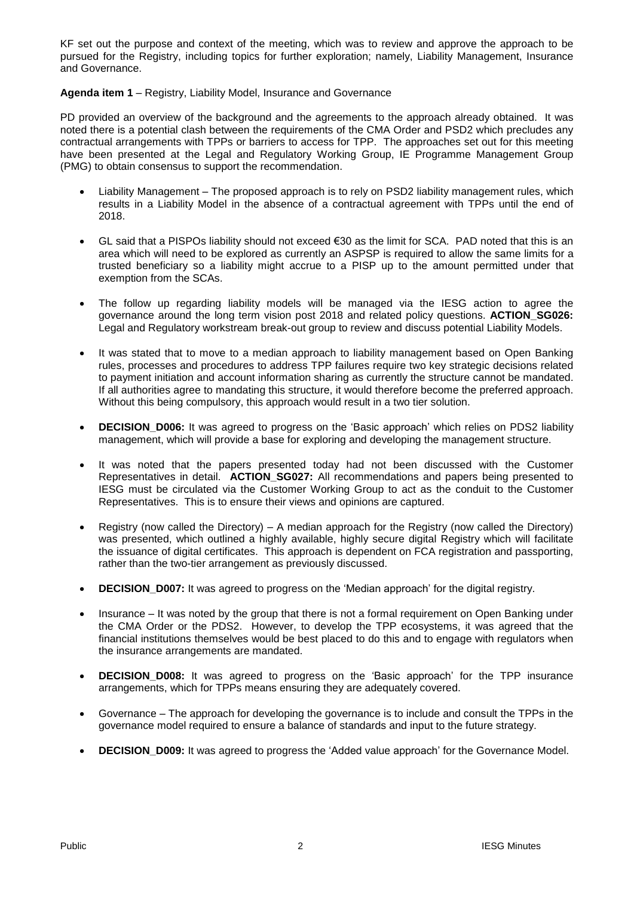KF set out the purpose and context of the meeting, which was to review and approve the approach to be pursued for the Registry, including topics for further exploration; namely, Liability Management, Insurance and Governance.

**Agenda item 1** – Registry, Liability Model, Insurance and Governance

PD provided an overview of the background and the agreements to the approach already obtained. It was noted there is a potential clash between the requirements of the CMA Order and PSD2 which precludes any contractual arrangements with TPPs or barriers to access for TPP. The approaches set out for this meeting have been presented at the Legal and Regulatory Working Group, IE Programme Management Group (PMG) to obtain consensus to support the recommendation.

- Liability Management – The proposed approach is to rely on PSD2 liability management rules, which results in a Liability Model in the absence of a contractual agreement with TPPs until the end of 2018.
- GL said that a PISPOs liability should not exceed €30 as the limit for SCA. PAD noted that this is an area which will need to be explored as currently an ASPSP is required to allow the same limits for a trusted beneficiary so a liability might accrue to a PISP up to the amount permitted under that exemption from the SCAs.
- The follow up regarding liability models will be managed via the IESG action to agree the governance around the long term vision post 2018 and related policy questions. **ACTION_SG026:** Legal and Regulatory workstream break-out group to review and discuss potential Liability Models.
- It was stated that to move to a median approach to liability management based on Open Banking rules, processes and procedures to address TPP failures require two key strategic decisions related to payment initiation and account information sharing as currently the structure cannot be mandated. If all authorities agree to mandating this structure, it would therefore become the preferred approach. Without this being compulsory, this approach would result in a two tier solution.
- **DECISION_D006:** It was agreed to progress on the 'Basic approach' which relies on PDS2 liability management, which will provide a base for exploring and developing the management structure.
- It was noted that the papers presented today had not been discussed with the Customer Representatives in detail. **ACTION_SG027:** All recommendations and papers being presented to IESG must be circulated via the Customer Working Group to act as the conduit to the Customer Representatives. This is to ensure their views and opinions are captured.
- Registry (now called the Directory) – A median approach for the Registry (now called the Directory) was presented, which outlined a highly available, highly secure digital Registry which will facilitate the issuance of digital certificates. This approach is dependent on FCA registration and passporting, rather than the two-tier arrangement as previously discussed.
- **DECISION_D007:** It was agreed to progress on the 'Median approach' for the digital registry.
- Insurance – It was noted by the group that there is not a formal requirement on Open Banking under the CMA Order or the PDS2. However, to develop the TPP ecosystems, it was agreed that the financial institutions themselves would be best placed to do this and to engage with regulators when the insurance arrangements are mandated.
- **DECISION_D008:** It was agreed to progress on the 'Basic approach' for the TPP insurance arrangements, which for TPPs means ensuring they are adequately covered.
- Governance – The approach for developing the governance is to include and consult the TPPs in the governance model required to ensure a balance of standards and input to the future strategy.
- **DECISION_D009:** It was agreed to progress the 'Added value approach' for the Governance Model.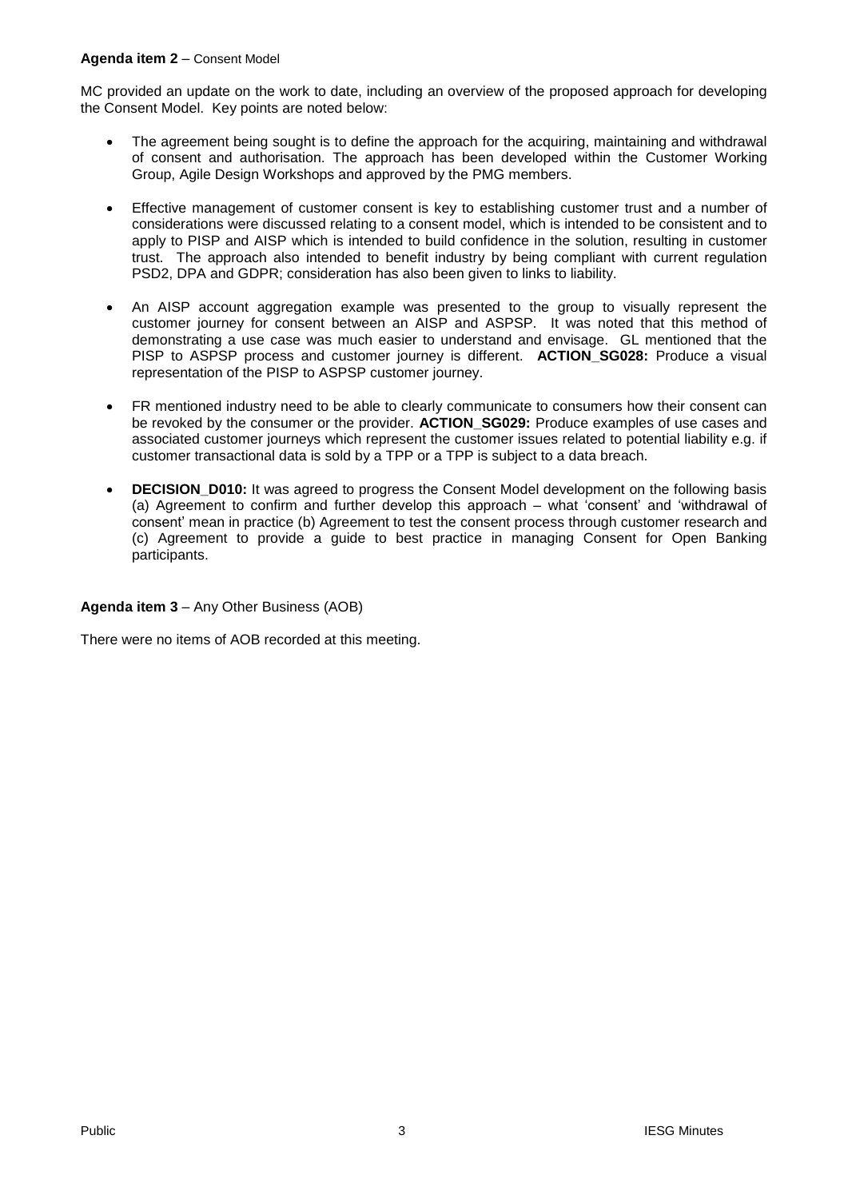**Agenda item 2** – Consent Model

MC provided an update on the work to date, including an overview of the proposed approach for developing the Consent Model. Key points are noted below:

- The agreement being sought is to define the approach for the acquiring, maintaining and withdrawal of consent and authorisation. The approach has been developed within the Customer Working Group, Agile Design Workshops and approved by the PMG members.

- Effective management of customer consent is key to establishing customer trust and a number of considerations were discussed relating to a consent model, which is intended to be consistent and to apply to PISP and AISP which is intended to build confidence in the solution, resulting in customer trust. The approach also intended to benefit industry by being compliant with current regulation PSD2, DPA and GDPR; consideration has also been given to links to liability.

- An AISP account aggregation example was presented to the group to visually represent the customer journey for consent between an AISP and ASPSP. It was noted that this method of demonstrating a use case was much easier to understand and envisage. GL mentioned that the PISP to ASPSP process and customer journey is different. **ACTION_SG028:** Produce a visual representation of the PISP to ASPSP customer journey.

- FR mentioned industry need to be able to clearly communicate to consumers how their consent can be revoked by the consumer or the provider. **ACTION_SG029:** Produce examples of use cases and associated customer journeys which represent the customer issues related to potential liability e.g. if customer transactional data is sold by a TPP or a TPP is subject to a data breach.

- **DECISION_D010:** It was agreed to progress the Consent Model development on the following basis (a) Agreement to confirm and further develop this approach – what 'consent' and 'withdrawal of consent' mean in practice (b) Agreement to test the consent process through customer research and (c) Agreement to provide a guide to best practice in managing Consent for Open Banking participants.

**Agenda item 3** – Any Other Business (AOB)

There were no items of AOB recorded at this meeting.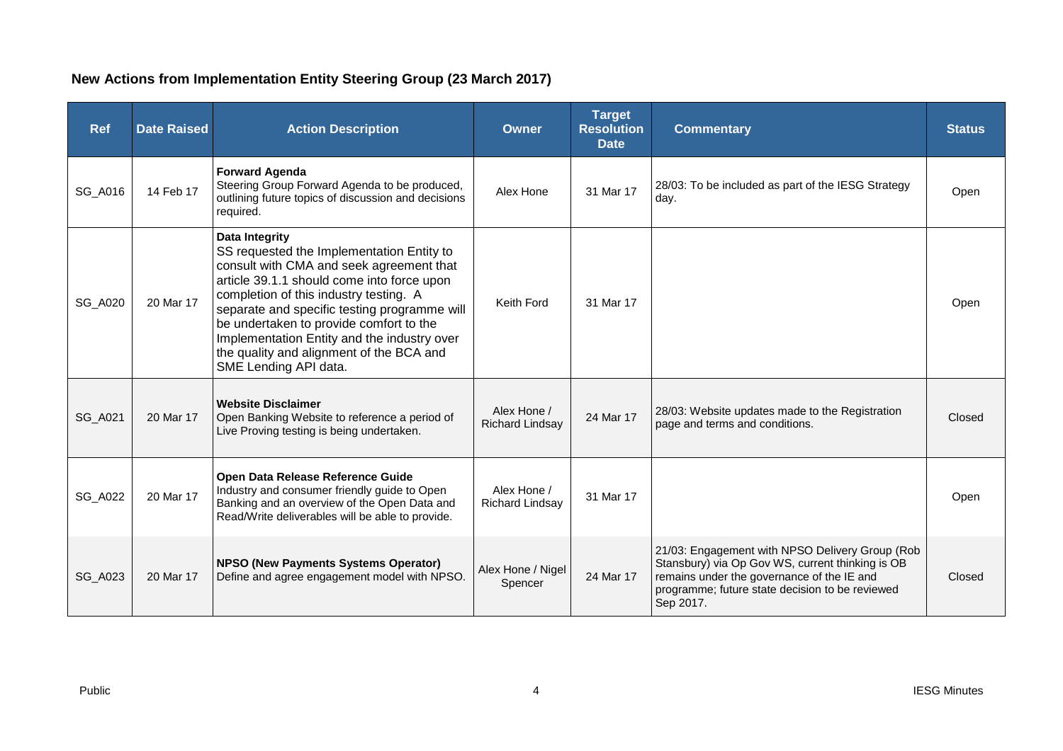## New Actions from Implementation Entity Steering Group (23 March 2017)

| Ref | Date Raised | Action Description | Owner | Target Resolution Date | Commentary | Status |
|---|---|---|---|---|---|---|
| SG_A016 | 14 Feb 17 | **Forward Agenda** Steering Group Forward Agenda to be produced, outlining future topics of discussion and decisions required. | Alex Hone | 31 Mar 17 | 28/03: To be included as part of the IESG Strategy day. | Open |
| SG_A020 | 20 Mar 17 | **Data Integrity** SS requested the Implementation Entity to consult with CMA and seek agreement that article 39.1.1 should come into force upon completion of this industry testing. A separate and specific testing programme will be undertaken to provide comfort to the Implementation Entity and the industry over the quality and alignment of the BCA and SME Lending API data. | Keith Ford | 31 Mar 17 | | Open |
| SG_A021 | 20 Mar 17 | **Website Disclaimer** Open Banking Website to reference a period of Live Proving testing is being undertaken. | Alex Hone / Richard Lindsay | 24 Mar 17 | 28/03: Website updates made to the Registration page and terms and conditions. | Closed |
| SG_A022 | 20 Mar 17 | **Open Data Release Reference Guide** Industry and consumer friendly guide to Open Banking and an overview of the Open Data and Read/Write deliverables will be able to provide. | Alex Hone / Richard Lindsay | 31 Mar 17 | | Open |
| SG_A023 | 20 Mar 17 | **NPSO (New Payments Systems Operator)** Define and agree engagement model with NPSO. | Alex Hone / Nigel Spencer | 24 Mar 17 | 21/03: Engagement with NPSO Delivery Group (Rob Stansbury) via Op Gov WS, current thinking is OB remains under the governance of the IE and programme; future state decision to be reviewed Sep 2017. | Closed |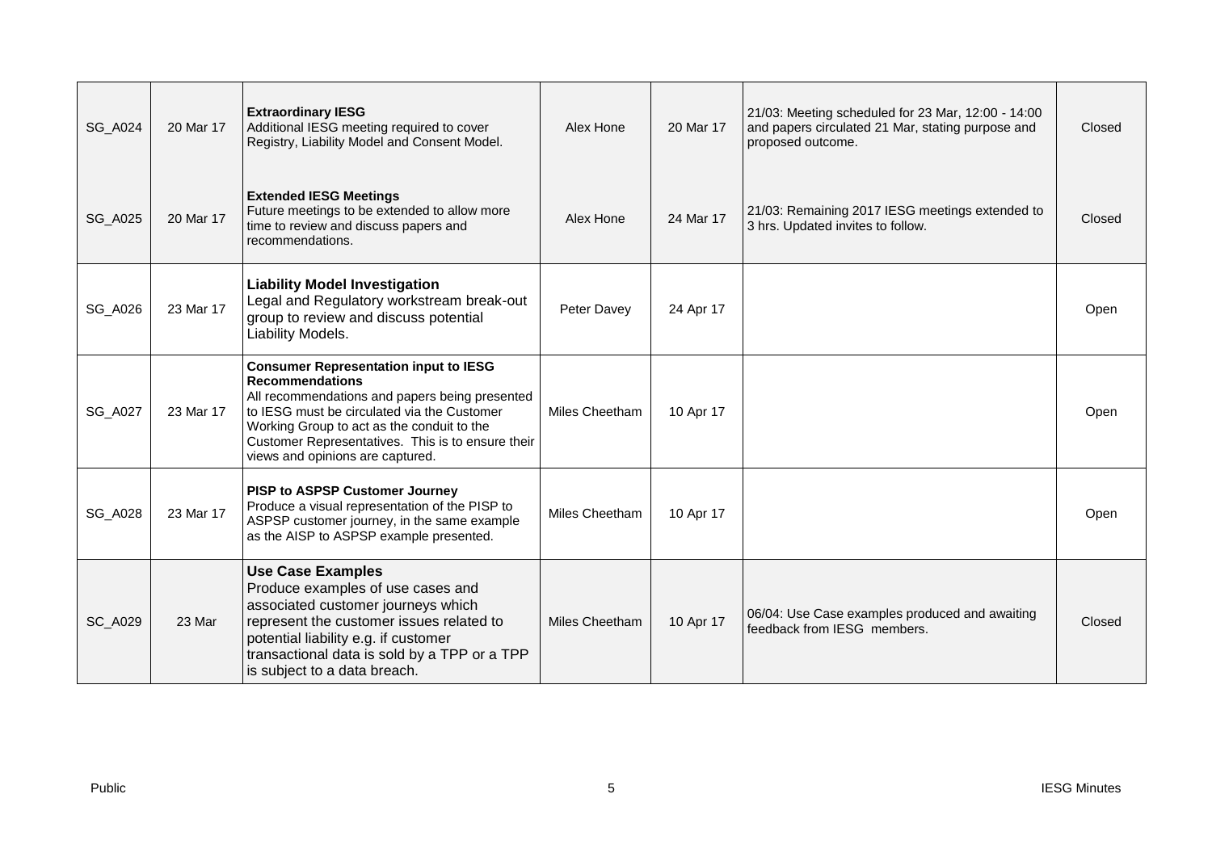| | | | | | | |
|---|---|---|---|---|---|---|
| SG_A024 | 20 Mar 17 | **Extraordinary IESG** Additional IESG meeting required to cover Registry, Liability Model and Consent Model. | Alex Hone | 20 Mar 17 | 21/03: Meeting scheduled for 23 Mar, 12:00 - 14:00 and papers circulated 21 Mar, stating purpose and proposed outcome. | Closed |
| SG_A025 | 20 Mar 17 | **Extended IESG Meetings** Future meetings to be extended to allow more time to review and discuss papers and recommendations. | Alex Hone | 24 Mar 17 | 21/03: Remaining 2017 IESG meetings extended to 3 hrs. Updated invites to follow. | Closed |
| SG_A026 | 23 Mar 17 | **Liability Model Investigation** Legal and Regulatory workstream break-out group to review and discuss potential Liability Models. | Peter Davey | 24 Apr 17 | | Open |
| SG_A027 | 23 Mar 17 | **Consumer Representation input to IESG Recommendations** All recommendations and papers being presented to IESG must be circulated via the Customer Working Group to act as the conduit to the Customer Representatives. This is to ensure their views and opinions are captured. | Miles Cheetham | 10 Apr 17 | | Open |
| SG_A028 | 23 Mar 17 | **PISP to ASPSP Customer Journey** Produce a visual representation of the PISP to ASPSP customer journey, in the same example as the AISP to ASPSP example presented. | Miles Cheetham | 10 Apr 17 | | Open |
| SC_A029 | 23 Mar | **Use Case Examples** Produce examples of use cases and associated customer journeys which represent the customer issues related to potential liability e.g. if customer transactional data is sold by a TPP or a TPP is subject to a data breach. | Miles Cheetham | 10 Apr 17 | 06/04: Use Case examples produced and awaiting feedback from IESG members. | Closed |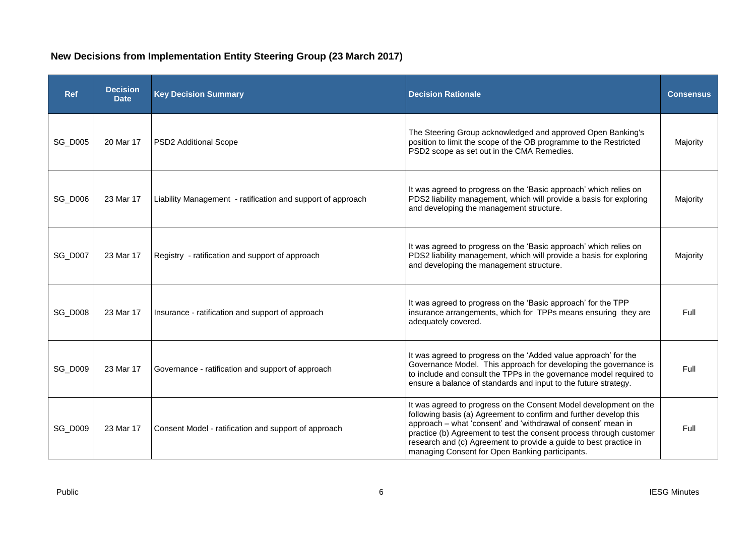## New Decisions from Implementation Entity Steering Group (23 March 2017)

| Ref | Decision Date | Key Decision Summary | Decision Rationale | Consensus |
|---|---|---|---|---|
| SG_D005 | 20 Mar 17 | PSD2 Additional Scope | The Steering Group acknowledged and approved Open Banking's position to limit the scope of the OB programme to the Restricted PSD2 scope as set out in the CMA Remedies. | Majority |
| SG_D006 | 23 Mar 17 | Liability Management - ratification and support of approach | It was agreed to progress on the 'Basic approach' which relies on PDS2 liability management, which will provide a basis for exploring and developing the management structure. | Majority |
| SG_D007 | 23 Mar 17 | Registry - ratification and support of approach | It was agreed to progress on the 'Basic approach' which relies on PDS2 liability management, which will provide a basis for exploring and developing the management structure. | Majority |
| SG_D008 | 23 Mar 17 | Insurance - ratification and support of approach | It was agreed to progress on the 'Basic approach' for the TPP insurance arrangements, which for TPPs means ensuring they are adequately covered. | Full |
| SG_D009 | 23 Mar 17 | Governance - ratification and support of approach | It was agreed to progress on the 'Added value approach' for the Governance Model. This approach for developing the governance is to include and consult the TPPs in the governance model required to ensure a balance of standards and input to the future strategy. | Full |
| SG_D009 | 23 Mar 17 | Consent Model - ratification and support of approach | It was agreed to progress on the Consent Model development on the following basis (a) Agreement to confirm and further develop this approach – what 'consent' and 'withdrawal of consent' mean in practice (b) Agreement to test the consent process through customer research and (c) Agreement to provide a guide to best practice in managing Consent for Open Banking participants. | Full |